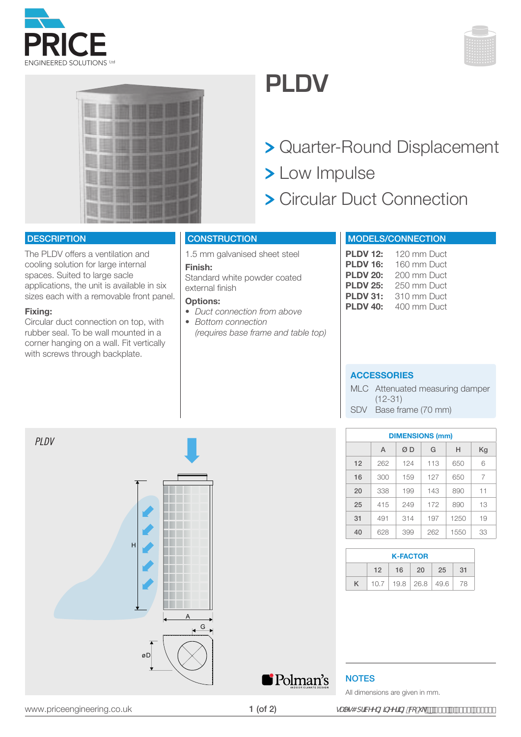# PLDV

> Quarter-Round Displacement
> Low Impulse
> Circular Duct Connection

## DESCRIPTION

The PLDV offers a ventilation and cooling solution for large internal spaces. Suited to large sacle applications, the unit is available in six sizes each with a removable front panel.

**Fixing:**
Circular duct connection on top, with rubber seal. To be wall mounted in a corner hanging on a wall. Fit vertically with screws through backplate.

## CONSTRUCTION

1.5 mm galvanised sheet steel

**Finish:**
Standard white powder coated external finish

**Options:**

- *Duct connection from above*
- *Bottom connection*
  *(requires base frame and table top)*

## MODELS/CONNECTION

**PLDV 12:** 120 mm Duct
**PLDV 16:** 160 mm Duct
**PLDV 20:** 200 mm Duct
**PLDV 25:** 250 mm Duct
**PLDV 31:** 310 mm Duct
**PLDV 40:** 400 mm Duct

## ACCESSORIES

MLC Attenuated measuring damper (12-31)
SDV Base frame (70 mm)

*PLDV*

| DIMENSIONS (mm) | | | | | |
|---|---|---|---|---|---|
| | A | Ø D | G | H | Kg |
| **12** | 262 | 124 | 113 | 650 | 6 |
| **16** | 300 | 159 | 127 | 650 | 7 |
| **20** | 338 | 199 | 143 | 890 | 11 |
| **25** | 415 | 249 | 172 | 890 | 13 |
| **31** | 491 | 314 | 197 | 1250 | 19 |
| **40** | 628 | 399 | 262 | 1550 | 33 |

| K-FACTOR | | | | | |
|---|---|---|---|---|---|
| | 12 | 16 | 20 | 25 | 31 |
| K | 10.7 | 19.8 | 26.8 | 49.6 | 78 |

## NOTES

All dimensions are given in mm.

www.priceengineering.co.uk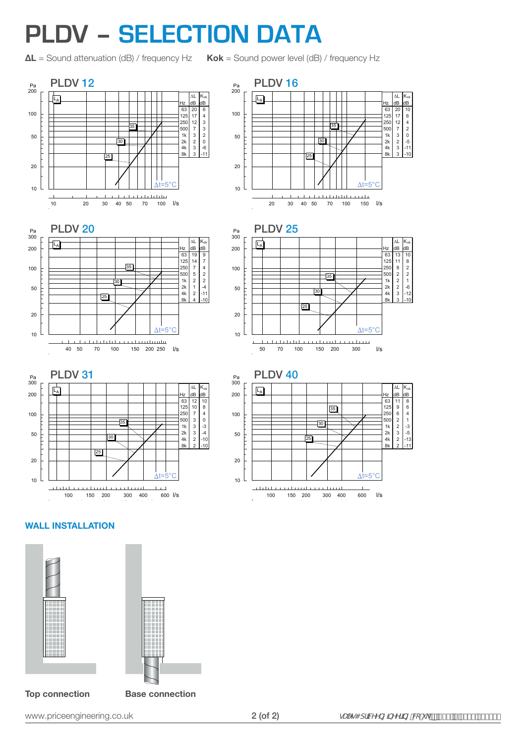# PLDV – SELECTION DATA

**ΔL** = Sound attenuation (dB) / frequency Hz **Kok** = Sound power level (dB) / frequency Hz

## PLDV 12

Pa
200
100
50
20
10
$L_A$
25
30
35
Δt=5°C
10 20 30 40 50 70 100 l/s

| Hz | ΔL dB | $K_{ok}$ dB |
|---|---|---|
| 63 | 20 | 6 |
| 125 | 17 | 4 |
| 250 | 12 | 3 |
| 500 | 7 | 3 |
| 1k | 3 | 2 |
| 2k | 2 | 0 |
| 4k | 3 | -6 |
| 8k | 3 | -11 |

## PLDV 16

Pa
200
100
50
20
10
$L_A$
25
30
35
Δt=5°C
20 30 40 50 70 100 150 l/s

| Hz | ΔL dB | $K_{ok}$ dB |
|---|---|---|
| 63 | 20 | 10 |
| 125 | 17 | 6 |
| 250 | 12 | 4 |
| 500 | 7 | 2 |
| 1k | 3 | 0 |
| 2k | 2 | -5 |
| 4k | 3 | -11 |
| 8k | 3 | -10 |

## PLDV 20

Pa
300
200
100
50
20
10
$L_A$
25
30
35
Δt=5°C
40 50 70 100 150 200 250 l/s

| Hz | ΔL dB | $K_{ok}$ dB |
|---|---|---|
| 63 | 19 | 9 |
| 125 | 14 | 7 |
| 250 | 7 | 4 |
| 500 | 5 | 2 |
| 1k | 2 | 2 |
| 2k | 1 | -4 |
| 4k | 2 | -11 |
| 8k | 4 | -10 |

## PLDV 25

Pa
300
200
100
50
20
10
$L_A$
25
30
35
Δt=5°C
50 70 100 150 200 300 l/s

| Hz | ΔL dB | $K_{ok}$ dB |
|---|---|---|
| 63 | 13 | 10 |
| 125 | 11 | 8 |
| 250 | 8 | 2 |
| 500 | 2 | 2 |
| 1k | 2 | 1 |
| 2k | 2 | -6 |
| 4k | 3 | -12 |
| 8k | 3 | -10 |

## PLDV 31

Pa
300
200
100
50
20
10
$L_A$
25
30
35
Δt=5°C
100 150 200 300 400 600 l/s

| Hz | ΔL dB | $K_{ok}$ dB |
|---|---|---|
| 63 | 12 | 10 |
| 125 | 10 | 8 |
| 250 | 7 | 4 |
| 500 | 3 | 0 |
| 1k | 3 | -3 |
| 2k | 3 | -4 |
| 4k | 2 | -10 |
| 8k | 2 | -10 |

## PLDV 40

Pa
300
200
100
50
20
10
$L_A$
25
30
35
Δt=5°C
100 150 200 300 400 600 l/s

| Hz | ΔL dB | $K_{ok}$ dB |
|---|---|---|
| 63 | 11 | 8 |
| 125 | 9 | 6 |
| 250 | 6 | 4 |
| 500 | 2 | 1 |
| 1k | 2 | -3 |
| 2k | 3 | -5 |
| 4k | 2 | -13 |
| 8k | 2 | -11 |

## WALL INSTALLATION

**Top connection** **Base connection**

www.priceengineering.co.uk